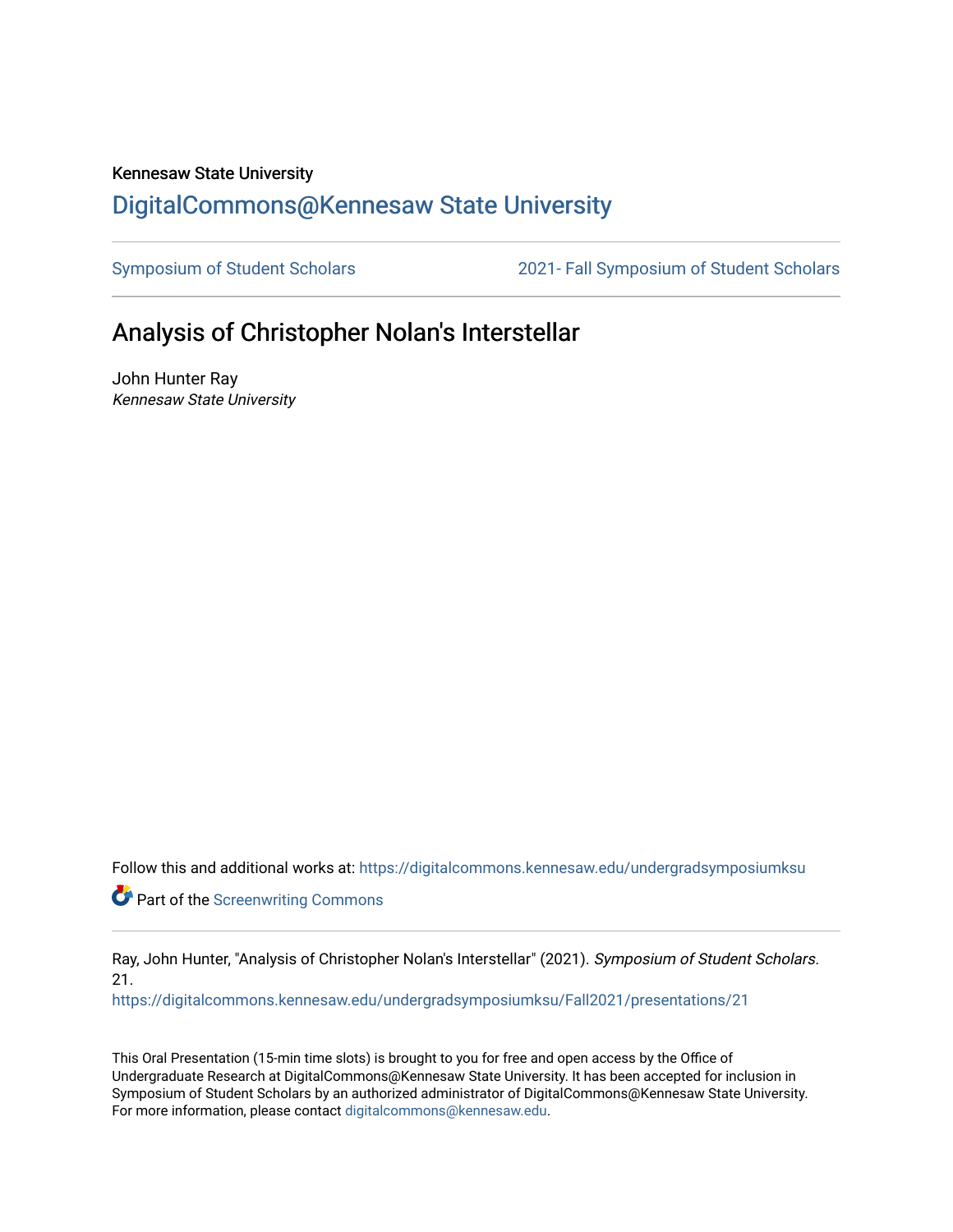Kennesaw State University

# DigitalCommons@Kennesaw State University

Symposium of Student Scholars | 2021- Fall Symposium of Student Scholars

## Analysis of Christopher Nolan's Interstellar

John Hunter Ray
*Kennesaw State University*

Follow this and additional works at: https://digitalcommons.kennesaw.edu/undergradsymposiumksu

Part of the Screenwriting Commons

Ray, John Hunter, "Analysis of Christopher Nolan's Interstellar" (2021). *Symposium of Student Scholars*. 21.
https://digitalcommons.kennesaw.edu/undergradsymposiumksu/Fall2021/presentations/21

This Oral Presentation (15-min time slots) is brought to you for free and open access by the Office of Undergraduate Research at DigitalCommons@Kennesaw State University. It has been accepted for inclusion in Symposium of Student Scholars by an authorized administrator of DigitalCommons@Kennesaw State University. For more information, please contact digitalcommons@kennesaw.edu.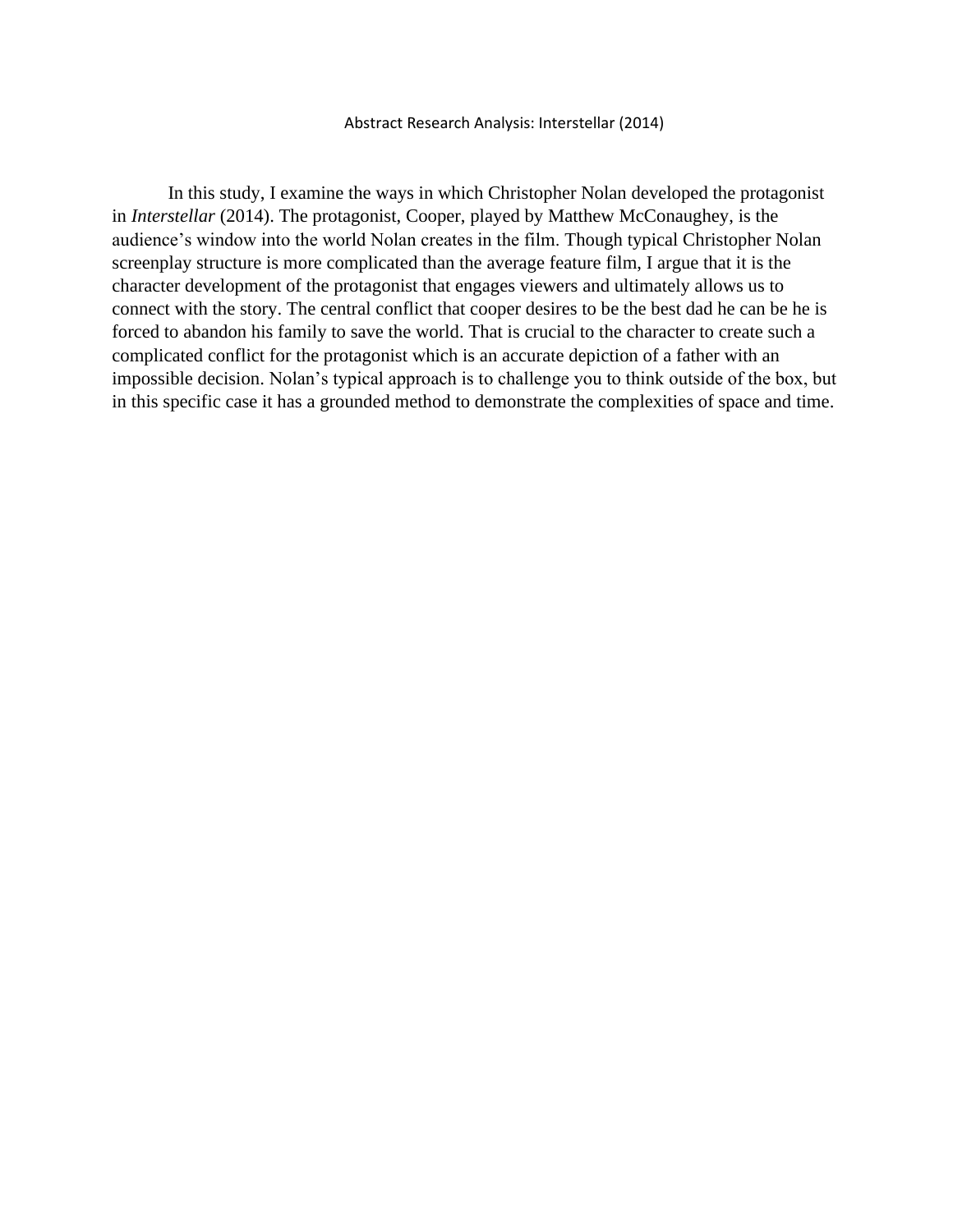Abstract Research Analysis: Interstellar (2014)

In this study, I examine the ways in which Christopher Nolan developed the protagonist in *Interstellar* (2014). The protagonist, Cooper, played by Matthew McConaughey, is the audience's window into the world Nolan creates in the film. Though typical Christopher Nolan screenplay structure is more complicated than the average feature film, I argue that it is the character development of the protagonist that engages viewers and ultimately allows us to connect with the story. The central conflict that cooper desires to be the best dad he can be he is forced to abandon his family to save the world. That is crucial to the character to create such a complicated conflict for the protagonist which is an accurate depiction of a father with an impossible decision. Nolan's typical approach is to challenge you to think outside of the box, but in this specific case it has a grounded method to demonstrate the complexities of space and time.